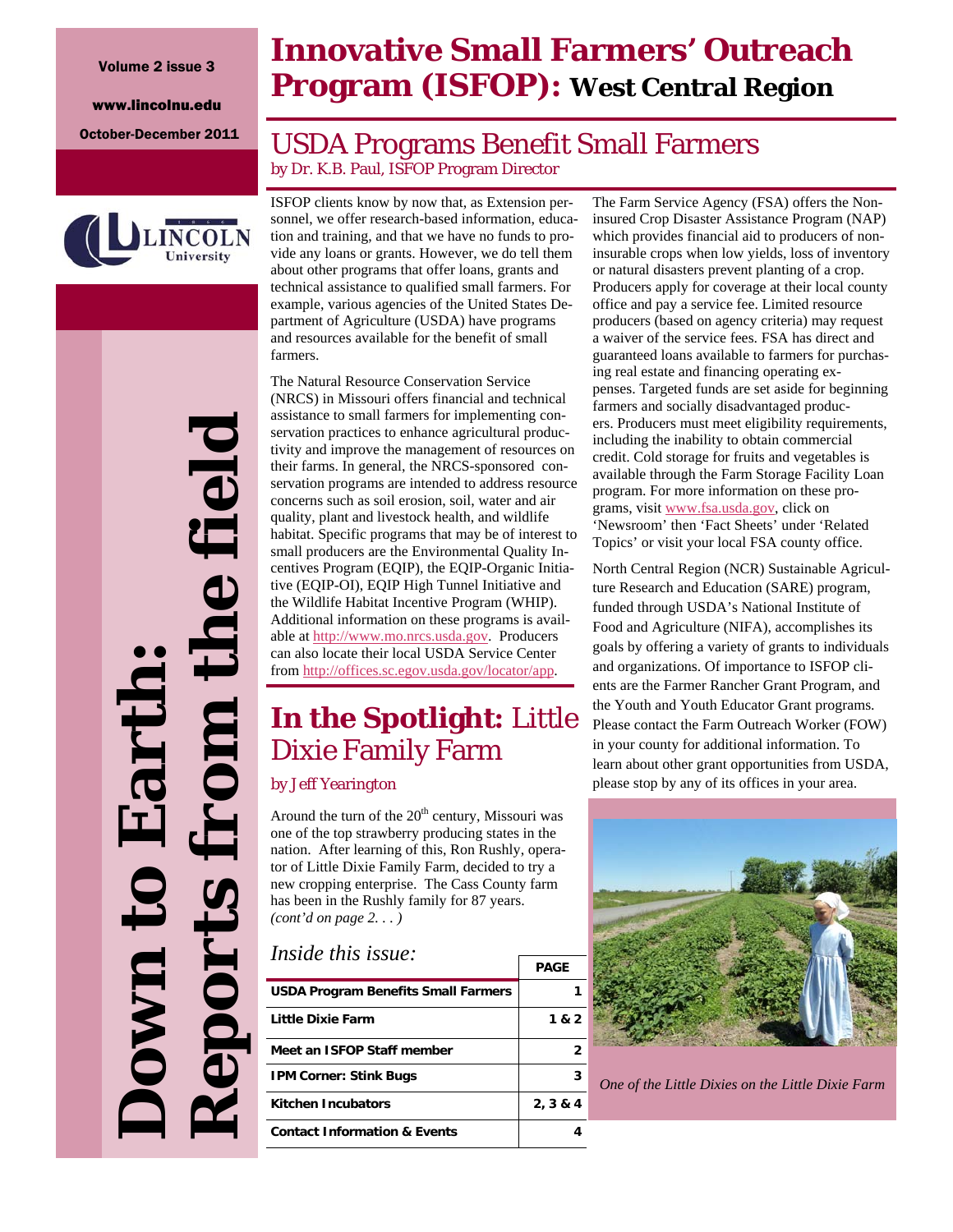Volume 2 issue 3

www.lincolnu.edu

October-December 2011

# Innovative Small Farmers' Outreach Program (ISFOP): West Central Region

**Down to Earth: Reports from the field**

## USDA Programs Benefit Small Farmers

*by Dr. K.B. Paul, ISFOP Program Director*

ISFOP clients know by now that, as Extension personnel, we offer research-based information, education and training, and that we have no funds to provide any loans or grants. However, we do tell them about other programs that offer loans, grants and technical assistance to qualified small farmers. For example, various agencies of the United States Department of Agriculture (USDA) have programs and resources available for the benefit of small farmers.

The Natural Resource Conservation Service (NRCS) in Missouri offers financial and technical assistance to small farmers for implementing conservation practices to enhance agricultural productivity and improve the management of resources on their farms. In general, the NRCS-sponsored conservation programs are intended to address resource concerns such as soil erosion, soil, water and air quality, plant and livestock health, and wildlife habitat. Specific programs that may be of interest to small producers are the Environmental Quality Incentives Program (EQIP), the EQIP-Organic Initiative (EQIP-OI), EQIP High Tunnel Initiative and the Wildlife Habitat Incentive Program (WHIP). Additional information on these programs is available at http://www.mo.nrcs.usda.gov. Producers can also locate their local USDA Service Center from http://offices.sc.egov.usda.gov/locator/app.

The Farm Service Agency (FSA) offers the Non-insured Crop Disaster Assistance Program (NAP) which provides financial aid to producers of non-insurable crops when low yields, loss of inventory or natural disasters prevent planting of a crop. Producers apply for coverage at their local county office and pay a service fee. Limited resource producers (based on agency criteria) may request a waiver of the service fees. FSA has direct and guaranteed loans available to farmers for purchasing real estate and financing operating expenses. Targeted funds are set aside for beginning farmers and socially disadvantaged producers. Producers must meet eligibility requirements, including the inability to obtain commercial credit. Cold storage for fruits and vegetables is available through the Farm Storage Facility Loan program. For more information on these programs, visit www.fsa.usda.gov, click on 'Newsroom' then 'Fact Sheets' under 'Related Topics' or visit your local FSA county office.

North Central Region (NCR) Sustainable Agriculture Research and Education (SARE) program, funded through USDA's National Institute of Food and Agriculture (NIFA), accomplishes its goals by offering a variety of grants to individuals and organizations. Of importance to ISFOP clients are the Farmer Rancher Grant Program, and the Youth and Youth Educator Grant programs. Please contact the Farm Outreach Worker (FOW) in your county for additional information. To learn about other grant opportunities from USDA, please stop by any of its offices in your area.

## In the Spotlight: Little Dixie Family Farm

*by Jeff Yearington*

Around the turn of the 20th century, Missouri was one of the top strawberry producing states in the nation. After learning of this, Ron Rushly, operator of Little Dixie Family Farm, decided to try a new cropping enterprise. The Cass County farm has been in the Rushly family for 87 years. *(cont'd on page 2. . . )*

*One of the Little Dixies on the Little Dixie Farm*

### *Inside this issue:*

| | PAGE |
|---|---|
| **USDA Program Benefits Small Farmers** | **1** |
| **Little Dixie Farm** | **1 & 2** |
| **Meet an ISFOP Staff member** | **2** |
| **IPM Corner: Stink Bugs** | **3** |
| **Kitchen Incubators** | **2, 3 & 4** |
| **Contact Information & Events** | **4** |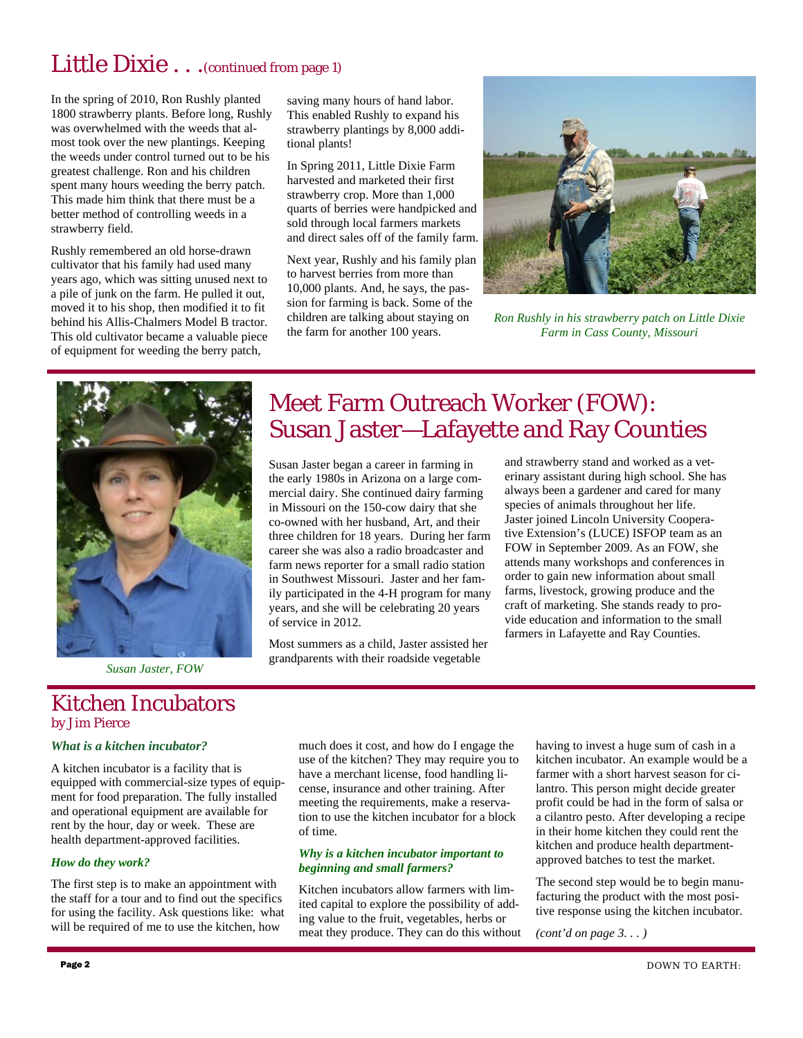## Little Dixie . . .(continued from page 1)

In the spring of 2010, Ron Rushly planted 1800 strawberry plants. Before long, Rushly was overwhelmed with the weeds that almost took over the new plantings. Keeping the weeds under control turned out to be his greatest challenge. Ron and his children spent many hours weeding the berry patch. This made him think that there must be a better method of controlling weeds in a strawberry field.

Rushly remembered an old horse-drawn cultivator that his family had used many years ago, which was sitting unused next to a pile of junk on the farm. He pulled it out, moved it to his shop, then modified it to fit behind his Allis-Chalmers Model B tractor. This old cultivator became a valuable piece of equipment for weeding the berry patch, saving many hours of hand labor. This enabled Rushly to expand his strawberry plantings by 8,000 additional plants!

In Spring 2011, Little Dixie Farm harvested and marketed their first strawberry crop. More than 1,000 quarts of berries were handpicked and sold through local farmers markets and direct sales off of the family farm.

Next year, Rushly and his family plan to harvest berries from more than 10,000 plants. And, he says, the passion for farming is back. Some of the children are talking about staying on the farm for another 100 years.

*Ron Rushly in his strawberry patch on Little Dixie Farm in Cass County, Missouri*

## Meet Farm Outreach Worker (FOW): Susan Jaster—Lafayette and Ray Counties

*Susan Jaster, FOW*

Susan Jaster began a career in farming in the early 1980s in Arizona on a large commercial dairy. She continued dairy farming in Missouri on the 150-cow dairy that she co-owned with her husband, Art, and their three children for 18 years. During her farm career she was also a radio broadcaster and farm news reporter for a small radio station in Southwest Missouri. Jaster and her family participated in the 4-H program for many years, and she will be celebrating 20 years of service in 2012.

Most summers as a child, Jaster assisted her grandparents with their roadside vegetable and strawberry stand and worked as a veterinary assistant during high school. She has always been a gardener and cared for many species of animals throughout her life. Jaster joined Lincoln University Cooperative Extension's (LUCE) ISFOP team as an FOW in September 2009. As an FOW, she attends many workshops and conferences in order to gain new information about small farms, livestock, growing produce and the craft of marketing. She stands ready to provide education and information to the small farmers in Lafayette and Ray Counties.

## Kitchen Incubators

*by Jim Pierce*

### *What is a kitchen incubator?*

A kitchen incubator is a facility that is equipped with commercial-size types of equipment for food preparation. The fully installed and operational equipment are available for rent by the hour, day or week. These are health department-approved facilities.

### *How do they work?*

The first step is to make an appointment with the staff for a tour and to find out the specifics for using the facility. Ask questions like: what will be required of me to use the kitchen, how much does it cost, and how do I engage the use of the kitchen? They may require you to have a merchant license, food handling license, insurance and other training. After meeting the requirements, make a reservation to use the kitchen incubator for a block of time.

### *Why is a kitchen incubator important to beginning and small farmers?*

Kitchen incubators allow farmers with limited capital to explore the possibility of adding value to the fruit, vegetables, herbs or meat they produce. They can do this without having to invest a huge sum of cash in a kitchen incubator. An example would be a farmer with a short harvest season for cilantro. This person might decide greater profit could be had in the form of salsa or a cilantro pesto. After developing a recipe in their home kitchen they could rent the kitchen and produce health department-approved batches to test the market.

The second step would be to begin manufacturing the product with the most positive response using the kitchen incubator.

*(cont'd on page 3. . . )*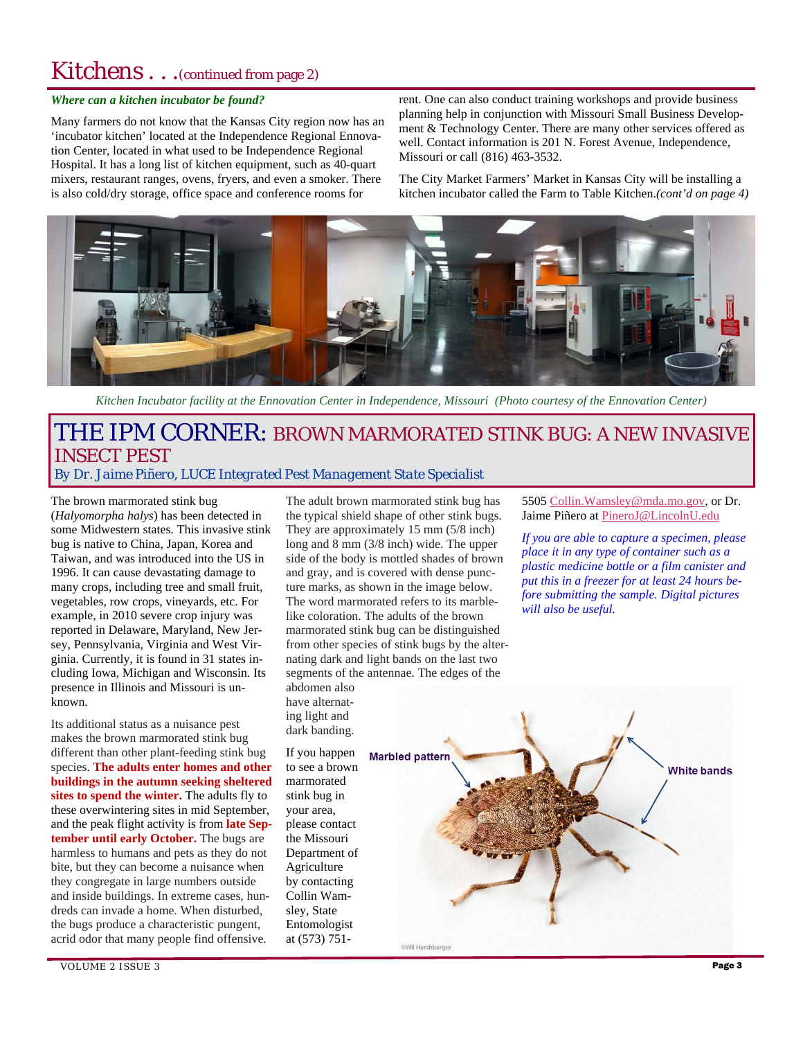# Kitchens . . .(continued from page 2)

***Where can a kitchen incubator be found?***

Many farmers do not know that the Kansas City region now has an 'incubator kitchen' located at the Independence Regional Ennovation Center, located in what used to be Independence Regional Hospital. It has a long list of kitchen equipment, such as 40-quart mixers, restaurant ranges, ovens, fryers, and even a smoker. There is also cold/dry storage, office space and conference rooms for rent. One can also conduct training workshops and provide business planning help in conjunction with Missouri Small Business Development & Technology Center. There are many other services offered as well. Contact information is 201 N. Forest Avenue, Independence, Missouri or call (816) 463-3532.

The City Market Farmers' Market in Kansas City will be installing a kitchen incubator called the Farm to Table Kitchen.*(cont'd on page 4)*

*Kitchen Incubator facility at the Ennovation Center in Independence, Missouri (Photo courtesy of the Ennovation Center)*

# THE IPM CORNER: BROWN MARMORATED STINK BUG: A NEW INVASIVE INSECT PEST

*By Dr. Jaime Piñero, LUCE Integrated Pest Management State Specialist*

The brown marmorated stink bug (*Halyomorpha halys*) has been detected in some Midwestern states. This invasive stink bug is native to China, Japan, Korea and Taiwan, and was introduced into the US in 1996. It can cause devastating damage to many crops, including tree and small fruit, vegetables, row crops, vineyards, etc. For example, in 2010 severe crop injury was reported in Delaware, Maryland, New Jersey, Pennsylvania, Virginia and West Virginia. Currently, it is found in 31 states including Iowa, Michigan and Wisconsin. Its presence in Illinois and Missouri is unknown.

Its additional status as a nuisance pest makes the brown marmorated stink bug different than other plant-feeding stink bug species. **The adults enter homes and other buildings in the autumn seeking sheltered sites to spend the winter.** The adults fly to these overwintering sites in mid September, and the peak flight activity is from **late September until early October.** The bugs are harmless to humans and pets as they do not bite, but they can become a nuisance when they congregate in large numbers outside and inside buildings. In extreme cases, hundreds can invade a home. When disturbed, the bugs produce a characteristic pungent, acrid odor that many people find offensive.

The adult brown marmorated stink bug has the typical shield shape of other stink bugs. They are approximately 15 mm (5/8 inch) long and 8 mm (3/8 inch) wide. The upper side of the body is mottled shades of brown and gray, and is covered with dense puncture marks, as shown in the image below. The word marmorated refers to its marble-like coloration. The adults of the brown marmorated stink bug can be distinguished from other species of stink bugs by the alternating dark and light bands on the last two segments of the antennae. The edges of the abdomen also have alternating light and dark banding.

If you happen to see a brown marmorated stink bug in your area, please contact the Missouri Department of Agriculture by contacting Collin Wamsley, State Entomologist at (573) 751-5505 Collin.Wamsley@mda.mo.gov, or Dr. Jaime Piñero at PineroJ@LincolnU.edu

*If you are able to capture a specimen, please place it in any type of container such as a plastic medicine bottle or a film canister and put this in a freezer for at least 24 hours before submitting the sample. Digital pictures will also be useful.*

Marbled pattern

White bands

©Will Hershberger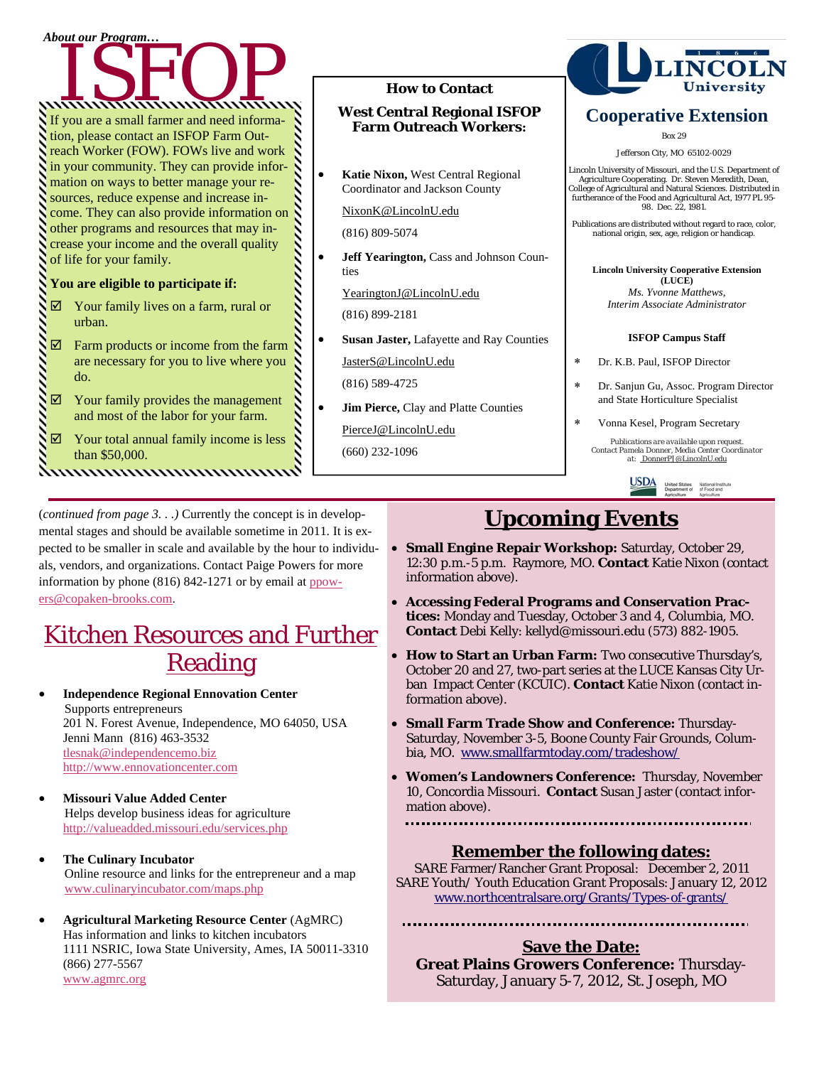*About our Program…*

# ISFOP

If you are a small farmer and need information, please contact an ISFOP Farm Outreach Worker (FOW). FOWs live and work in your community. They can provide information on ways to better manage your resources, reduce expense and increase income. They can also provide information on other programs and resources that may increase your income and the overall quality of life for your family.

**You are eligible to participate if:**

- ☑ Your family lives on a farm, rural or urban.
- ☑ Farm products or income from the farm are necessary for you to live where you do.
- ☑ Your family provides the management and most of the labor for your farm.
- ☑ Your total annual family income is less than $50,000.

**How to Contact**

**West Central Regional ISFOP Farm Outreach Workers:**

- **Katie Nixon,** West Central Regional Coordinator and Jackson County
  NixonK@LincolnU.edu
  (816) 809-5074
- **Jeff Yearington,** Cass and Johnson Counties
  YearingtonJ@LincolnU.edu
  (816) 899-2181
- **Susan Jaster,** Lafayette and Ray Counties
  JasterS@LincolnU.edu
  (816) 589-4725
- **Jim Pierce,** Clay and Platte Counties
  PierceJ@LincolnU.edu
  (660) 232-1096

LINCOLN University 1866

## Cooperative Extension

Box 29

Jefferson City, MO 65102-0029

Lincoln University of Missouri, and the U.S. Department of Agriculture Cooperating. Dr. Steven Meredith, Dean, College of Agricultural and Natural Sciences. Distributed in furtherance of the Food and Agricultural Act, 1977 PL 95-98. Dec. 22, 1981.

Publications are distributed without regard to race, color, national origin, sex, age, religion or handicap.

**Lincoln University Cooperative Extension (LUCE)**
*Ms. Yvonne Matthews,*
*Interim Associate Administrator*

**ISFOP Campus Staff**

- Dr. K.B. Paul, ISFOP Director
- Dr. Sanjun Gu, Assoc. Program Director and State Horticulture Specialist
- Vonna Kesel, Program Secretary

Publications are available upon request.
Contact Pamela Donner, Media Center Coordinator at: DonnerPJ@LincolnU.edu

USDA United States Department of Agriculture National Institute of Food and Agriculture

(*continued from page 3. . .)* Currently the concept is in developmental stages and should be available sometime in 2011. It is expected to be smaller in scale and available by the hour to individuals, vendors, and organizations. Contact Paige Powers for more information by phone (816) 842-1271 or by email at ppowers@copaken-brooks.com.

## Kitchen Resources and Further Reading

- **Independence Regional Ennovation Center**
  Supports entrepreneurs
  201 N. Forest Avenue, Independence, MO 64050, USA
  Jenni Mann (816) 463-3532
  tlesnak@independencemo.biz
  http://www.ennovationcenter.com
- **Missouri Value Added Center**
  Helps develop business ideas for agriculture
  http://valueadded.missouri.edu/services.php
- **The Culinary Incubator**
  Online resource and links for the entrepreneur and a map
  www.culinaryincubator.com/maps.php
- **Agricultural Marketing Resource Center** (AgMRC)
  Has information and links to kitchen incubators
  1111 NSRIC, Iowa State University, Ames, IA 50011-3310
  (866) 277-5567
  www.agmrc.org

## Upcoming Events

- **Small Engine Repair Workshop:** Saturday, October 29, 12:30 p.m.-5 p.m. Raymore, MO. **Contact** Katie Nixon (contact information above).
- **Accessing Federal Programs and Conservation Practices:** Monday and Tuesday, October 3 and 4, Columbia, MO. **Contact** Debi Kelly: kellyd@missouri.edu (573) 882-1905.
- **How to Start an Urban Farm:** Two consecutive Thursday's, October 20 and 27, two-part series at the LUCE Kansas City Urban Impact Center (KCUIC). **Contact** Katie Nixon (contact information above).
- **Small Farm Trade Show and Conference:** Thursday-Saturday, November 3-5, Boone County Fair Grounds, Columbia, MO. www.smallfarmtoday.com/tradeshow/
- **Women's Landowners Conference:** Thursday, November 10, Concordia Missouri. **Contact** Susan Jaster (contact information above).

### Remember the following dates:

SARE Farmer/Rancher Grant Proposal: December 2, 2011
SARE Youth/ Youth Education Grant Proposals: January 12, 2012
www.northcentralsare.org/Grants/Types-of-grants/

### Save the Date:

**Great Plains Growers Conference:** Thursday-Saturday, January 5-7, 2012, St. Joseph, MO